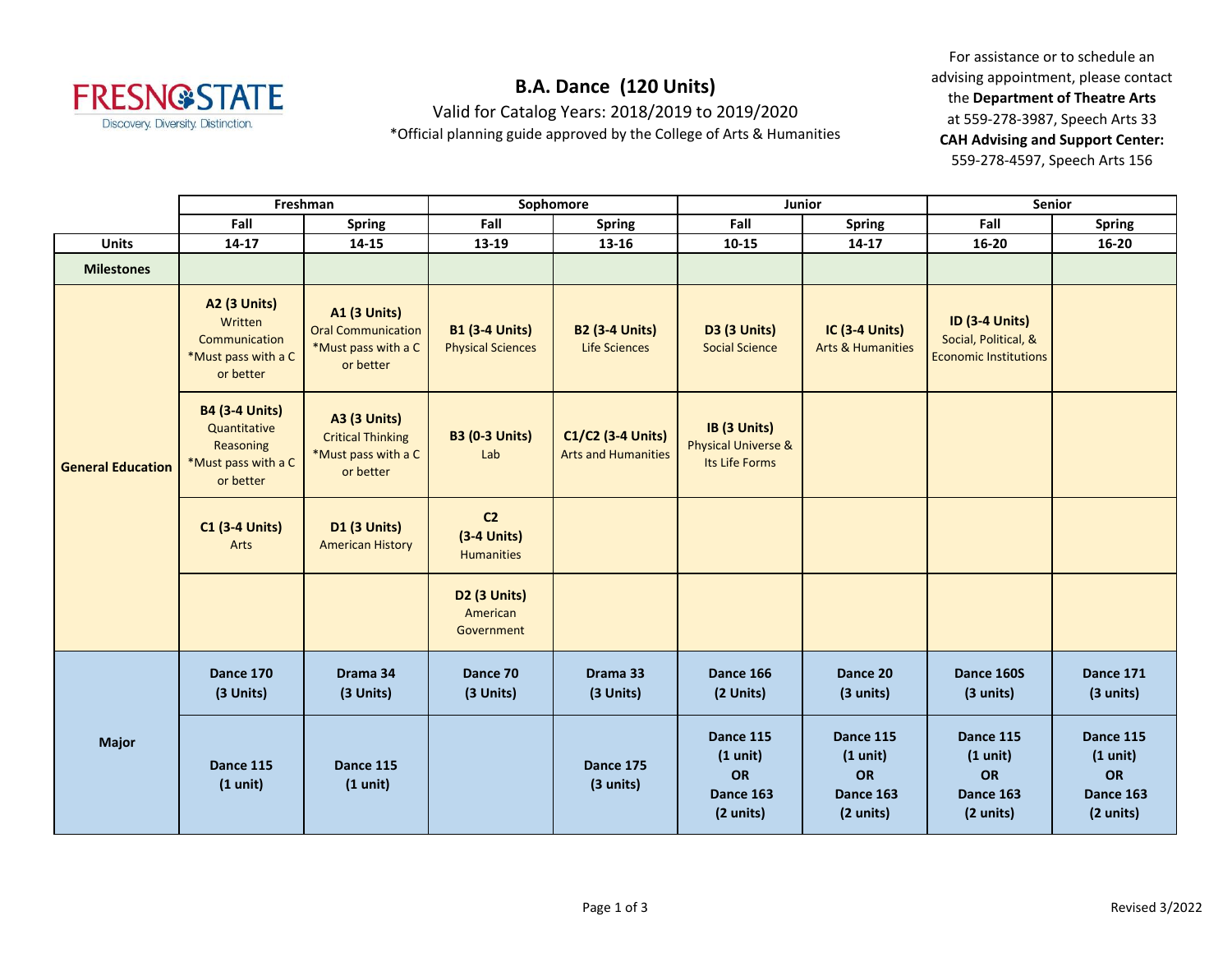# B.A. Dance (120 Units)

Valid for Catalog Years: 2018/2019 to 2019/2020

*Official planning guide approved by the College of Arts & Humanities

For assistance or to schedule an advising appointment, please contact the **Department of Theatre Arts** at 559-278-3987, Speech Arts 33

**CAH Advising and Support Center:** 559-278-4597, Speech Arts 156

| | Freshman | | Sophomore | | Junior | | Senior | |
|---|---|---|---|---|---|---|---|---|
| | **Fall** | **Spring** | **Fall** | **Spring** | **Fall** | **Spring** | **Fall** | **Spring** |
| **Units** | **14-17** | **14-15** | **13-19** | **13-16** | **10-15** | **14-17** | **16-20** | **16-20** |
| **Milestones** | | | | | | | | |
| **General Education** | **A2 (3 Units)** Written Communication *Must pass with a C or better | **A1 (3 Units)** Oral Communication *Must pass with a C or better | **B1 (3-4 Units)** Physical Sciences | **B2 (3-4 Units)** Life Sciences | **D3 (3 Units)** Social Science | **IC (3-4 Units)** Arts & Humanities | **ID (3-4 Units)** Social, Political, & Economic Institutions | |
| | **B4 (3-4 Units)** Quantitative Reasoning *Must pass with a C or better | **A3 (3 Units)** Critical Thinking *Must pass with a C or better | **B3 (0-3 Units)** Lab | **C1/C2 (3-4 Units)** Arts and Humanities | **IB (3 Units)** Physical Universe & Its Life Forms | | | |
| | **C1 (3-4 Units)** Arts | **D1 (3 Units)** American History | **C2 (3-4 Units)** Humanities | | | | | |
| | | | **D2 (3 Units)** American Government | | | | | |
| **Major** | **Dance 170 (3 Units)** | **Drama 34 (3 Units)** | **Dance 70 (3 Units)** | **Drama 33 (3 Units)** | **Dance 166 (2 Units)** | **Dance 20 (3 units)** | **Dance 160S (3 units)** | **Dance 171 (3 units)** |
| | **Dance 115 (1 unit)** | **Dance 115 (1 unit)** | | **Dance 175 (3 units)** | **Dance 115 (1 unit) OR Dance 163 (2 units)** | **Dance 115 (1 unit) OR Dance 163 (2 units)** | **Dance 115 (1 unit) OR Dance 163 (2 units)** | **Dance 115 (1 unit) OR Dance 163 (2 units)** |

Revised 3/2022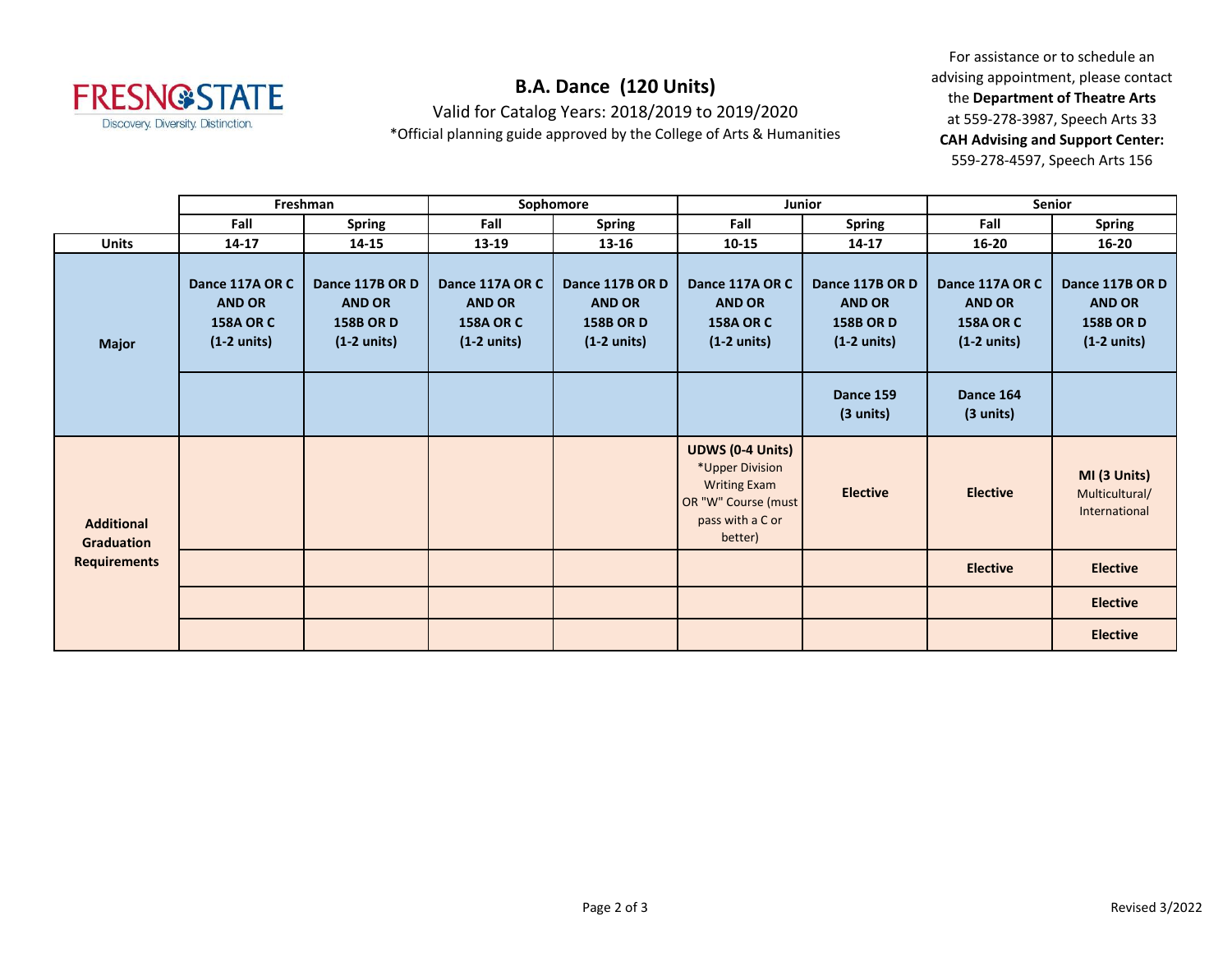FRESNO STATE
Discovery. Diversity. Distinction.

# B.A. Dance (120 Units)

Valid for Catalog Years: 2018/2019 to 2019/2020

*Official planning guide approved by the College of Arts & Humanities

For assistance or to schedule an advising appointment, please contact the **Department of Theatre Arts** at 559-278-3987, Speech Arts 33
**CAH Advising and Support Center:** 559-278-4597, Speech Arts 156

| | Freshman | | Sophomore | | Junior | | Senior | |
|---|---|---|---|---|---|---|---|---|
| | **Fall** | **Spring** | **Fall** | **Spring** | **Fall** | **Spring** | **Fall** | **Spring** |
| **Units** | **14-17** | **14-15** | **13-19** | **13-16** | **10-15** | **14-17** | **16-20** | **16-20** |
| **Major** | **Dance 117A OR C AND OR 158A OR C (1-2 units)** | **Dance 117B OR D AND OR 158B OR D (1-2 units)** | **Dance 117A OR C AND OR 158A OR C (1-2 units)** | **Dance 117B OR D AND OR 158B OR D (1-2 units)** | **Dance 117A OR C AND OR 158A OR C (1-2 units)** | **Dance 117B OR D AND OR 158B OR D (1-2 units)** | **Dance 117A OR C AND OR 158A OR C (1-2 units)** | **Dance 117B OR D AND OR 158B OR D (1-2 units)** |
| | | | | | | **Dance 159 (3 units)** | **Dance 164 (3 units)** | |
| **Additional Graduation Requirements** | | | | | **UDWS (0-4 Units)** *Upper Division Writing Exam OR "W" Course (must pass with a C or better) | **Elective** | **Elective** | **MI (3 Units)** Multicultural/ International |
| | | | | | | | **Elective** | **Elective** |
| | | | | | | | | **Elective** |
| | | | | | | | | **Elective** |

Revised 3/2022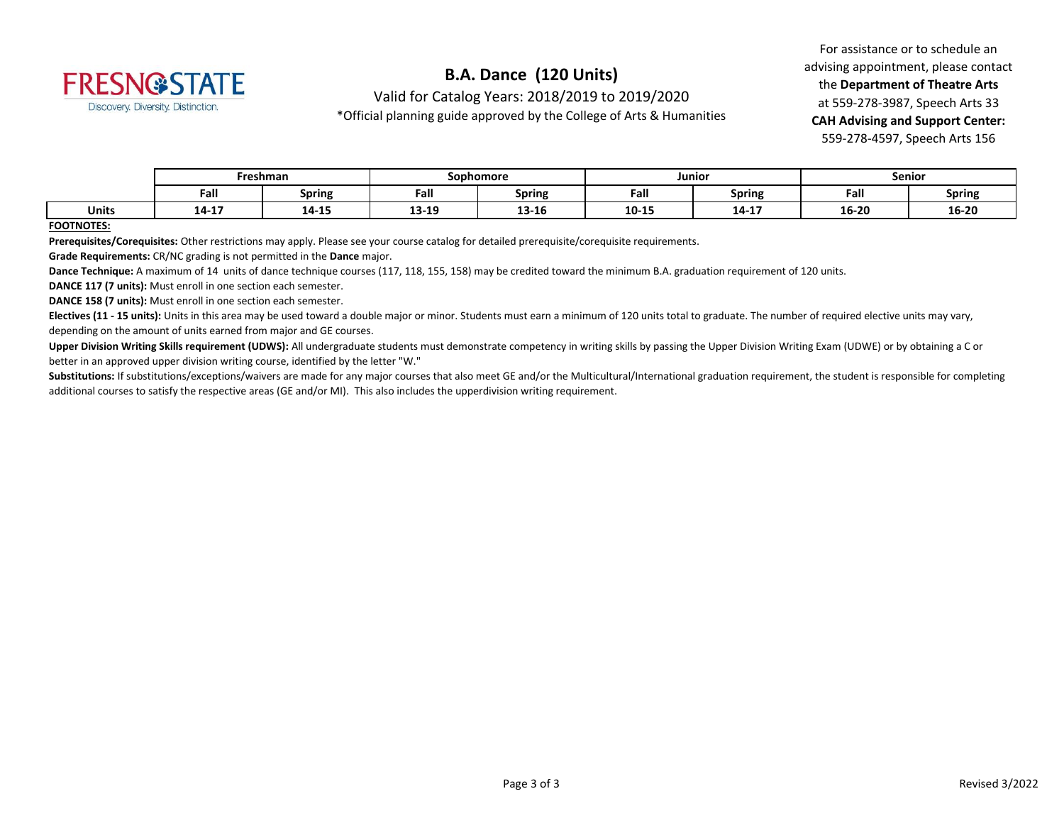# B.A. Dance (120 Units)

Valid for Catalog Years: 2018/2019 to 2019/2020

*Official planning guide approved by the College of Arts & Humanities

For assistance or to schedule an advising appointment, please contact the **Department of Theatre Arts** at 559-278-3987, Speech Arts 33
**CAH Advising and Support Center:** 559-278-4597, Speech Arts 156

| | Freshman | | Sophomore | | Junior | | Senior | |
|---|---|---|---|---|---|---|---|---|
| | **Fall** | **Spring** | **Fall** | **Spring** | **Fall** | **Spring** | **Fall** | **Spring** |
| **Units** | **14-17** | **14-15** | **13-19** | **13-16** | **10-15** | **14-17** | **16-20** | **16-20** |

**FOOTNOTES:**

**Prerequisites/Corequisites:** Other restrictions may apply. Please see your course catalog for detailed prerequisite/corequisite requirements.

**Grade Requirements:** CR/NC grading is not permitted in the **Dance** major.

**Dance Technique:** A maximum of 14 units of dance technique courses (117, 118, 155, 158) may be credited toward the minimum B.A. graduation requirement of 120 units.

**DANCE 117 (7 units):** Must enroll in one section each semester.

**DANCE 158 (7 units):** Must enroll in one section each semester.

**Electives (11 - 15 units):** Units in this area may be used toward a double major or minor. Students must earn a minimum of 120 units total to graduate. The number of required elective units may vary, depending on the amount of units earned from major and GE courses.

**Upper Division Writing Skills requirement (UDWS):** All undergraduate students must demonstrate competency in writing skills by passing the Upper Division Writing Exam (UDWE) or by obtaining a C or better in an approved upper division writing course, identified by the letter "W."

**Substitutions:** If substitutions/exceptions/waivers are made for any major courses that also meet GE and/or the Multicultural/International graduation requirement, the student is responsible for completing additional courses to satisfy the respective areas (GE and/or MI). This also includes the upperdivision writing requirement.

Revised 3/2022